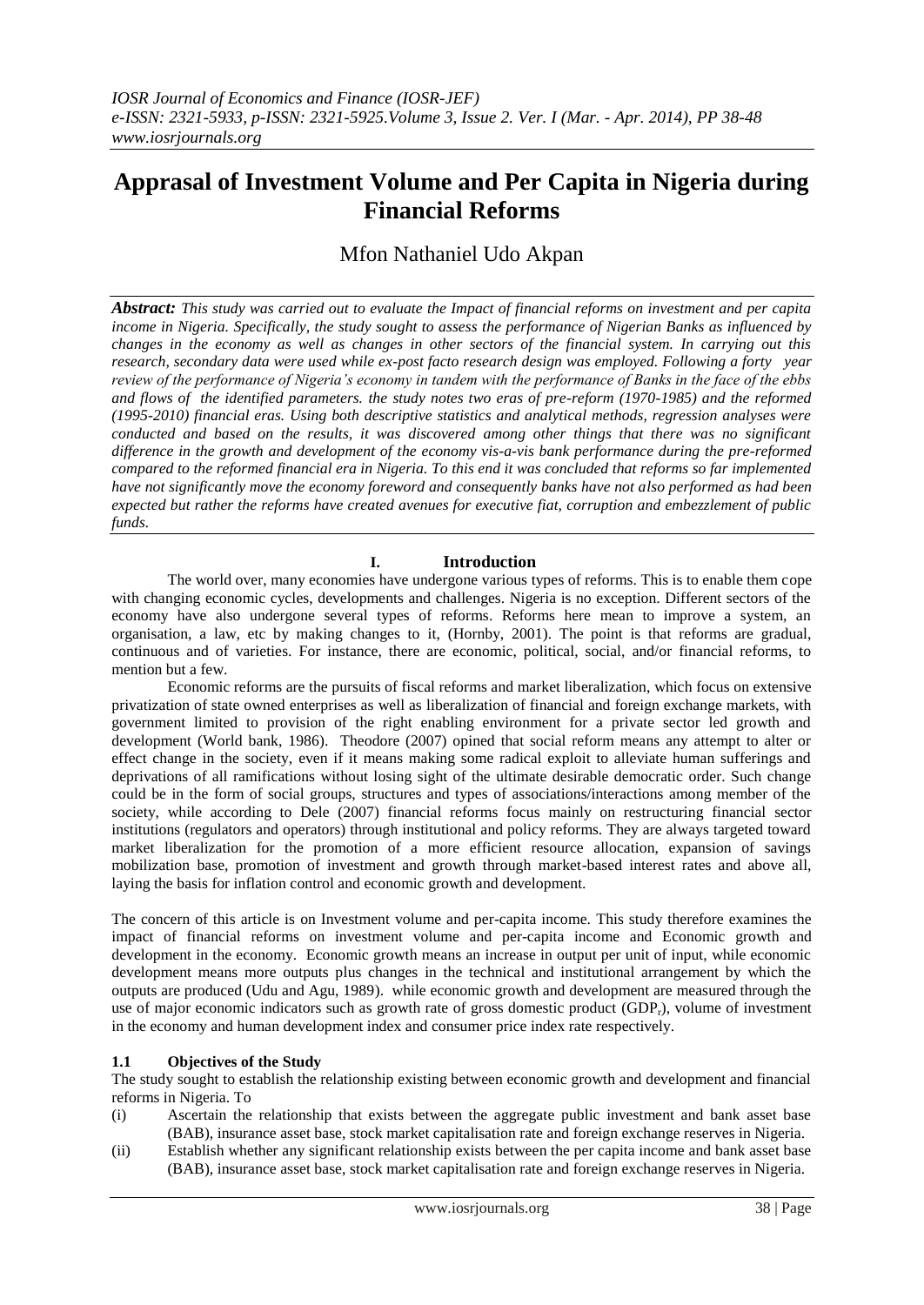# Apprasal of Investment Volume and Per Capita in Nigeria during Financial Reforms

Mfon Nathaniel Udo Akpan

***Abstract:*** *This study was carried out to evaluate the Impact of financial reforms on investment and per capita income in Nigeria. Specifically, the study sought to assess the performance of Nigerian Banks as influenced by changes in the economy as well as changes in other sectors of the financial system. In carrying out this research, secondary data were used while ex-post facto research design was employed. Following a forty year review of the performance of Nigeria's economy in tandem with the performance of Banks in the face of the ebbs and flows of the identified parameters. the study notes two eras of pre-reform (1970-1985) and the reformed (1995-2010) financial eras. Using both descriptive statistics and analytical methods, regression analyses were conducted and based on the results, it was discovered among other things that there was no significant difference in the growth and development of the economy vis-a-vis bank performance during the pre-reformed compared to the reformed financial era in Nigeria. To this end it was concluded that reforms so far implemented have not significantly move the economy foreword and consequently banks have not also performed as had been expected but rather the reforms have created avenues for executive fiat, corruption and embezzlement of public funds.*

## I. Introduction

The world over, many economies have undergone various types of reforms. This is to enable them cope with changing economic cycles, developments and challenges. Nigeria is no exception. Different sectors of the economy have also undergone several types of reforms. Reforms here mean to improve a system, an organisation, a law, etc by making changes to it, (Hornby, 2001). The point is that reforms are gradual, continuous and of varieties. For instance, there are economic, political, social, and/or financial reforms, to mention but a few.

Economic reforms are the pursuits of fiscal reforms and market liberalization, which focus on extensive privatization of state owned enterprises as well as liberalization of financial and foreign exchange markets, with government limited to provision of the right enabling environment for a private sector led growth and development (World bank, 1986). Theodore (2007) opined that social reform means any attempt to alter or effect change in the society, even if it means making some radical exploit to alleviate human sufferings and deprivations of all ramifications without losing sight of the ultimate desirable democratic order. Such change could be in the form of social groups, structures and types of associations/interactions among member of the society, while according to Dele (2007) financial reforms focus mainly on restructuring financial sector institutions (regulators and operators) through institutional and policy reforms. They are always targeted toward market liberalization for the promotion of a more efficient resource allocation, expansion of savings mobilization base, promotion of investment and growth through market-based interest rates and above all, laying the basis for inflation control and economic growth and development.

The concern of this article is on Investment volume and per-capita income. This study therefore examines the impact of financial reforms on investment volume and per-capita income and Economic growth and development in the economy. Economic growth means an increase in output per unit of input, while economic development means more outputs plus changes in the technical and institutional arrangement by which the outputs are produced (Udu and Agu, 1989). while economic growth and development are measured through the use of major economic indicators such as growth rate of gross domestic product ($GDP_r$), volume of investment in the economy and human development index and consumer price index rate respectively.

### 1.1 Objectives of the Study

The study sought to establish the relationship existing between economic growth and development and financial reforms in Nigeria. To

(i) Ascertain the relationship that exists between the aggregate public investment and bank asset base (BAB), insurance asset base, stock market capitalisation rate and foreign exchange reserves in Nigeria.

(ii) Establish whether any significant relationship exists between the per capita income and bank asset base (BAB), insurance asset base, stock market capitalisation rate and foreign exchange reserves in Nigeria.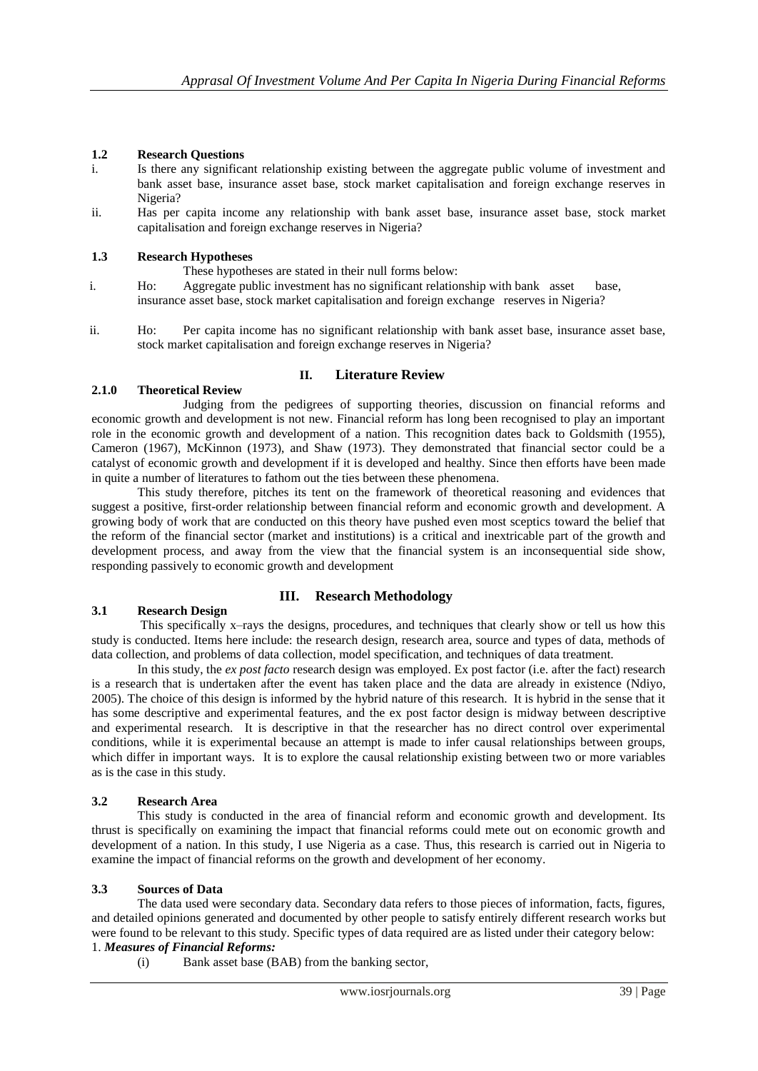### 1.2 Research Questions

i. Is there any significant relationship existing between the aggregate public volume of investment and bank asset base, insurance asset base, stock market capitalisation and foreign exchange reserves in Nigeria?

ii. Has per capita income any relationship with bank asset base, insurance asset base, stock market capitalisation and foreign exchange reserves in Nigeria?

### 1.3 Research Hypotheses

These hypotheses are stated in their null forms below:

i. Ho: Aggregate public investment has no significant relationship with bank asset base, insurance asset base, stock market capitalisation and foreign exchange reserves in Nigeria?

ii. Ho: Per capita income has no significant relationship with bank asset base, insurance asset base, stock market capitalisation and foreign exchange reserves in Nigeria?

## II. Literature Review

### 2.1.0 Theoretical Review

Judging from the pedigrees of supporting theories, discussion on financial reforms and economic growth and development is not new. Financial reform has long been recognised to play an important role in the economic growth and development of a nation. This recognition dates back to Goldsmith (1955), Cameron (1967), McKinnon (1973), and Shaw (1973). They demonstrated that financial sector could be a catalyst of economic growth and development if it is developed and healthy. Since then efforts have been made in quite a number of literatures to fathom out the ties between these phenomena.

This study therefore, pitches its tent on the framework of theoretical reasoning and evidences that suggest a positive, first-order relationship between financial reform and economic growth and development. A growing body of work that are conducted on this theory have pushed even most sceptics toward the belief that the reform of the financial sector (market and institutions) is a critical and inextricable part of the growth and development process, and away from the view that the financial system is an inconsequential side show, responding passively to economic growth and development

## III. Research Methodology

### 3.1 Research Design

This specifically x–rays the designs, procedures, and techniques that clearly show or tell us how this study is conducted. Items here include: the research design, research area, source and types of data, methods of data collection, and problems of data collection, model specification, and techniques of data treatment.

In this study, the *ex post facto* research design was employed. Ex post factor (i.e. after the fact) research is a research that is undertaken after the event has taken place and the data are already in existence (Ndiyo, 2005). The choice of this design is informed by the hybrid nature of this research. It is hybrid in the sense that it has some descriptive and experimental features, and the ex post factor design is midway between descriptive and experimental research. It is descriptive in that the researcher has no direct control over experimental conditions, while it is experimental because an attempt is made to infer causal relationships between groups, which differ in important ways. It is to explore the causal relationship existing between two or more variables as is the case in this study.

### 3.2 Research Area

This study is conducted in the area of financial reform and economic growth and development. Its thrust is specifically on examining the impact that financial reforms could mete out on economic growth and development of a nation. In this study, I use Nigeria as a case. Thus, this research is carried out in Nigeria to examine the impact of financial reforms on the growth and development of her economy.

### 3.3 Sources of Data

The data used were secondary data. Secondary data refers to those pieces of information, facts, figures, and detailed opinions generated and documented by other people to satisfy entirely different research works but were found to be relevant to this study. Specific types of data required are as listed under their category below:

1. ***Measures of Financial Reforms:***

   (i) Bank asset base (BAB) from the banking sector,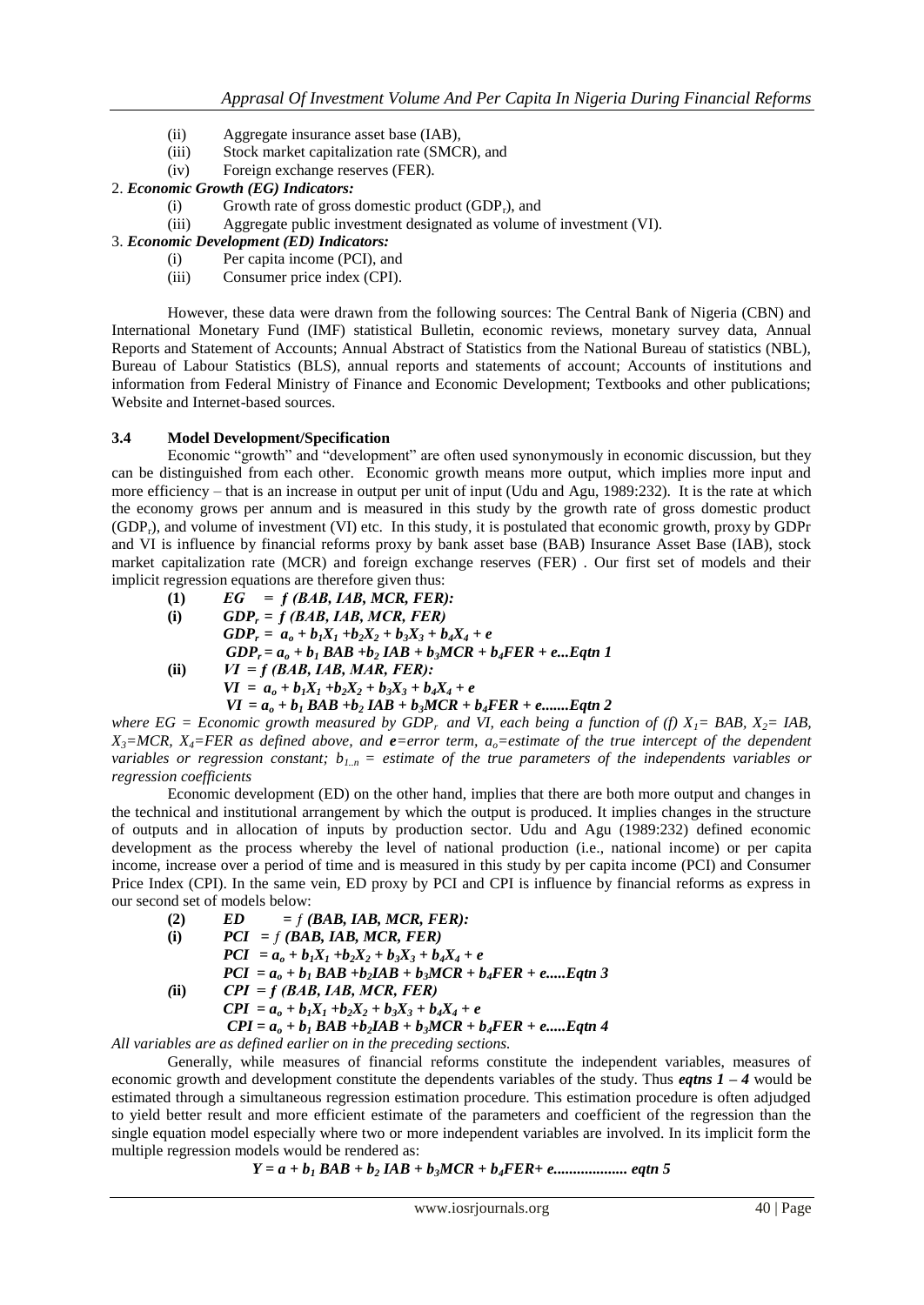(ii) Aggregate insurance asset base (IAB),
(iii) Stock market capitalization rate (SMCR), and
(iv) Foreign exchange reserves (FER).

2. ***Economic Growth (EG) Indicators:***
(i) Growth rate of gross domestic product ($GDP_r$), and
(iii) Aggregate public investment designated as volume of investment (VI).

3. ***Economic Development (ED) Indicators:***
(i) Per capita income (PCI), and
(iii) Consumer price index (CPI).

However, these data were drawn from the following sources: The Central Bank of Nigeria (CBN) and International Monetary Fund (IMF) statistical Bulletin, economic reviews, monetary survey data, Annual Reports and Statement of Accounts; Annual Abstract of Statistics from the National Bureau of statistics (NBL), Bureau of Labour Statistics (BLS), annual reports and statements of account; Accounts of institutions and information from Federal Ministry of Finance and Economic Development; Textbooks and other publications; Website and Internet-based sources.

### 3.4 Model Development/Specification

Economic "growth" and "development" are often used synonymously in economic discussion, but they can be distinguished from each other. Economic growth means more output, which implies more input and more efficiency – that is an increase in output per unit of input (Udu and Agu, 1989:232). It is the rate at which the economy grows per annum and is measured in this study by the growth rate of gross domestic product ($GDP_r$), and volume of investment (VI) etc. In this study, it is postulated that economic growth, proxy by GDPr and VI is influence by financial reforms proxy by bank asset base (BAB) Insurance Asset Base (IAB), stock market capitalization rate (MCR) and foreign exchange reserves (FER) . Our first set of models and their implicit regression equations are therefore given thus:

**(1)** $EG = f\ (BAB, IAB, MCR, FER)$:

**(i)** $GDP_r = f\ (BAB, IAB, MCR, FER)$

$$GDP_r = a_o + b_1X_1 + b_2X_2 + b_3X_3 + b_4X_4 + e$$

$$GDP_r = a_o + b_1\ BAB + b_2\ IAB + b_3MCR + b_4FER + e \quad \text{...Eqtn 1}$$

**(ii)** $VI = f\ (BAB, IAB, MAR, FER)$:

$$VI = a_o + b_1X_1 + b_2X_2 + b_3X_3 + b_4X_4 + e$$

$$VI = a_o + b_1\ BAB + b_2\ IAB + b_3MCR + b_4FER + e \quad \text{.......Eqtn 2}$$

*where EG = Economic growth measured by $GDP_r$ and VI, each being a function of (f) $X_1$= BAB, $X_2$= IAB, $X_3$=MCR, $X_4$=FER as defined above, and **e**=error term, $a_o$=estimate of the true intercept of the dependent variables or regression constant; $b_{1..n}$ = estimate of the true parameters of the independents variables or regression coefficients*

Economic development (ED) on the other hand, implies that there are both more output and changes in the technical and institutional arrangement by which the output is produced. It implies changes in the structure of outputs and in allocation of inputs by production sector. Udu and Agu (1989:232) defined economic development as the process whereby the level of national production (i.e., national income) or per capita income, increase over a period of time and is measured in this study by per capita income (PCI) and Consumer Price Index (CPI). In the same vein, ED proxy by PCI and CPI is influence by financial reforms as express in our second set of models below:

**(2)** $ED = f\ (BAB, IAB, MCR, FER)$:

**(i)** $PCI = f\ (BAB, IAB, MCR, FER)$

$$PCI = a_o + b_1X_1 + b_2X_2 + b_3X_3 + b_4X_4 + e$$

$$PCI = a_o + b_1\ BAB + b_2IAB + b_3MCR + b_4FER + e \quad \text{.....Eqtn 3}$$

**(ii)** $CPI = f\ (BAB, IAB, MCR, FER)$

$$CPI = a_o + b_1X_1 + b_2X_2 + b_3X_3 + b_4X_4 + e$$

$$CPI = a_o + b_1\ BAB + b_2IAB + b_3MCR + b_4FER + e \quad \text{.....Eqtn 4}$$

*All variables are as defined earlier on in the preceding sections.*

Generally, while measures of financial reforms constitute the independent variables, measures of economic growth and development constitute the dependents variables of the study. Thus ***eqtns 1 – 4*** would be estimated through a simultaneous regression estimation procedure. This estimation procedure is often adjudged to yield better result and more efficient estimate of the parameters and coefficient of the regression than the single equation model especially where two or more independent variables are involved. In its implicit form the multiple regression models would be rendered as:

$$Y = a + b_1\ BAB + b_2\ IAB + b_3MCR + b_4FER + e \quad \text{.................. eqtn 5}$$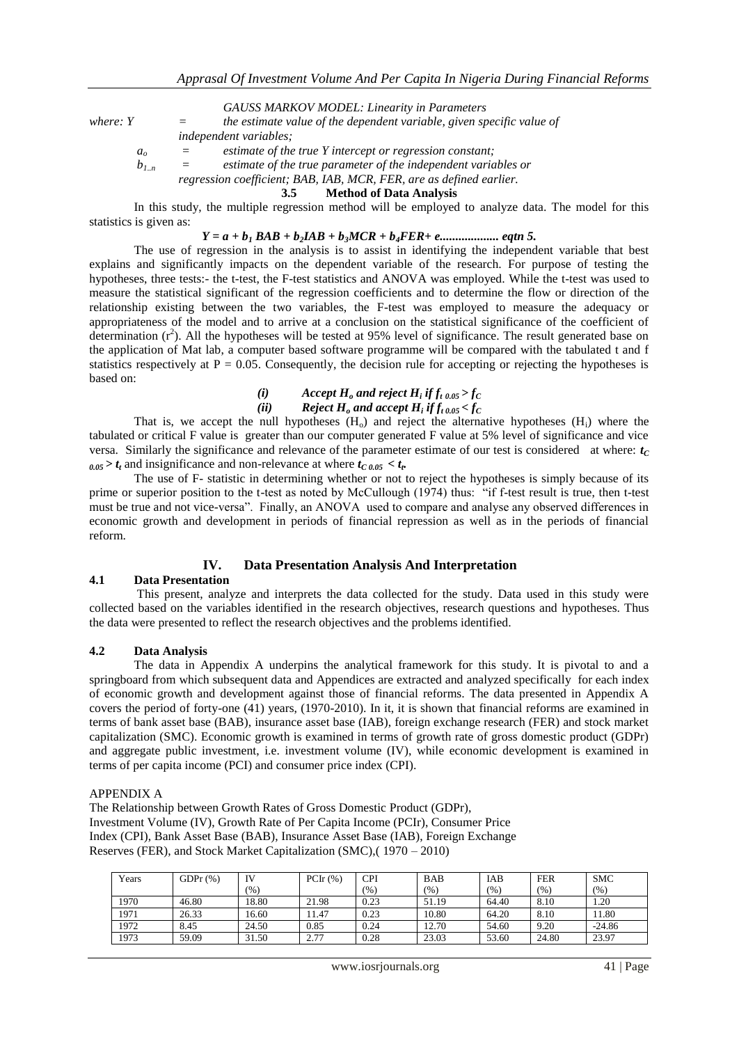*GAUSS MARKOV MODEL: Linearity in Parameters*

*where:* $Y$ = *the estimate value of the dependent variable, given specific value of independent variables;*

$a_o$ = *estimate of the true Y intercept or regression constant;*

$b_{1..n}$ = *estimate of the true parameter of the independent variables or regression coefficient; BAB, IAB, MCR, FER, are as defined earlier.*

### 3.5 Method of Data Analysis

In this study, the multiple regression method will be employed to analyze data. The model for this statistics is given as:

$$Y = a + b_1 BAB + b_2 IAB + b_3 MCR + b_4 FER + e \text{.................. eqtn 5.}$$

The use of regression in the analysis is to assist in identifying the independent variable that best explains and significantly impacts on the dependent variable of the research. For purpose of testing the hypotheses, three tests:- the t-test, the F-test statistics and ANOVA was employed. While the t-test was used to measure the statistical significant of the regression coefficients and to determine the flow or direction of the relationship existing between the two variables, the F-test was employed to measure the adequacy or appropriateness of the model and to arrive at a conclusion on the statistical significance of the coefficient of determination ($r^2$). All the hypotheses will be tested at 95% level of significance. The result generated base on the application of Mat lab, a computer based software programme will be compared with the tabulated t and f statistics respectively at P = 0.05. Consequently, the decision rule for accepting or rejecting the hypotheses is based on:

*(i)* *Accept* $H_o$ *and reject* $H_i$ *if* $f_{t\ 0.05} > f_C$

*(ii)* *Reject* $H_o$ *and accept* $H_i$ *if* $f_{t\ 0.05} < f_C$

That is, we accept the null hypotheses ($H_o$) and reject the alternative hypotheses ($H_i$) where the tabulated or critical F value is greater than our computer generated F value at 5% level of significance and vice versa. Similarly the significance and relevance of the parameter estimate of our test is considered at where: $t_{C\ 0.05} > t_t$ and insignificance and non-relevance at where $t_{C\ 0.05} < t_t$.

The use of F- statistic in determining whether or not to reject the hypotheses is simply because of its prime or superior position to the t-test as noted by McCullough (1974) thus: "if f-test result is true, then t-test must be true and not vice-versa". Finally, an ANOVA used to compare and analyse any observed differences in economic growth and development in periods of financial repression as well as in the periods of financial reform.

## IV. Data Presentation Analysis And Interpretation

### 4.1 Data Presentation

This present, analyze and interprets the data collected for the study. Data used in this study were collected based on the variables identified in the research objectives, research questions and hypotheses. Thus the data were presented to reflect the research objectives and the problems identified.

### 4.2 Data Analysis

The data in Appendix A underpins the analytical framework for this study. It is pivotal to and a springboard from which subsequent data and Appendices are extracted and analyzed specifically for each index of economic growth and development against those of financial reforms. The data presented in Appendix A covers the period of forty-one (41) years, (1970-2010). In it, it is shown that financial reforms are examined in terms of bank asset base (BAB), insurance asset base (IAB), foreign exchange research (FER) and stock market capitalization (SMC). Economic growth is examined in terms of growth rate of gross domestic product (GDPr) and aggregate public investment, i.e. investment volume (IV), while economic development is examined in terms of per capita income (PCI) and consumer price index (CPI).

APPENDIX A

The Relationship between Growth Rates of Gross Domestic Product (GDPr), Investment Volume (IV), Growth Rate of Per Capita Income (PCIr), Consumer Price Index (CPI), Bank Asset Base (BAB), Insurance Asset Base (IAB), Foreign Exchange Reserves (FER), and Stock Market Capitalization (SMC),( 1970 – 2010)

| Years | GDPr (%) | IV (%) | PCIr (%) | CPI (%) | BAB (%) | IAB (%) | FER (%) | SMC (%) |
|---|---|---|---|---|---|---|---|---|
| 1970 | 46.80 | 18.80 | 21.98 | 0.23 | 51.19 | 64.40 | 8.10 | 1.20 |
| 1971 | 26.33 | 16.60 | 11.47 | 0.23 | 10.80 | 64.20 | 8.10 | 11.80 |
| 1972 | 8.45 | 24.50 | 0.85 | 0.24 | 12.70 | 54.60 | 9.20 | -24.86 |
| 1973 | 59.09 | 31.50 | 2.77 | 0.28 | 23.03 | 53.60 | 24.80 | 23.97 |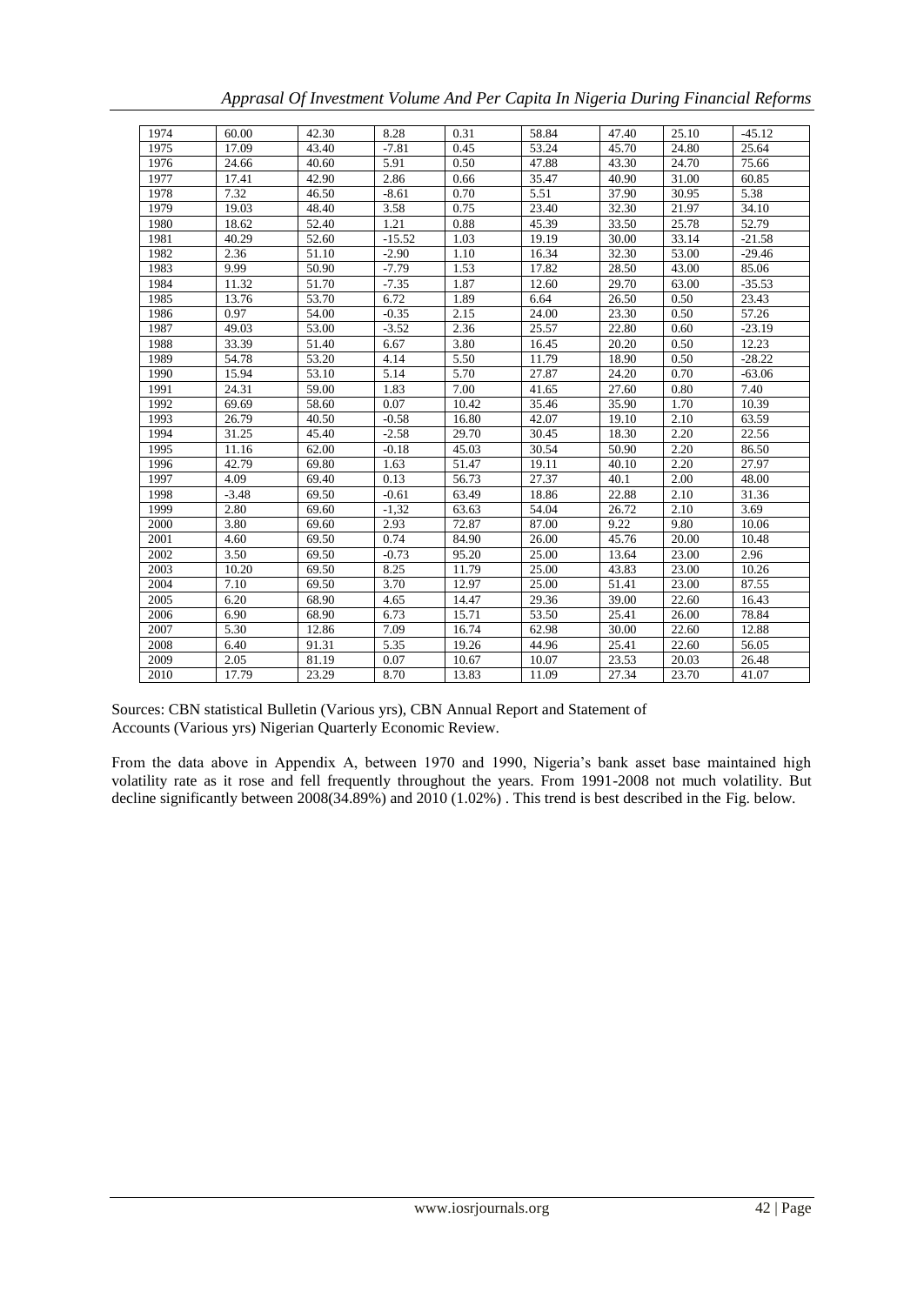| 1974 | 60.00 | 42.30 | 8.28 | 0.31 | 58.84 | 47.40 | 25.10 | -45.12 |
|---|---|---|---|---|---|---|---|---|
| 1975 | 17.09 | 43.40 | -7.81 | 0.45 | 53.24 | 45.70 | 24.80 | 25.64 |
| 1976 | 24.66 | 40.60 | 5.91 | 0.50 | 47.88 | 43.30 | 24.70 | 75.66 |
| 1977 | 17.41 | 42.90 | 2.86 | 0.66 | 35.47 | 40.90 | 31.00 | 60.85 |
| 1978 | 7.32 | 46.50 | -8.61 | 0.70 | 5.51 | 37.90 | 30.95 | 5.38 |
| 1979 | 19.03 | 48.40 | 3.58 | 0.75 | 23.40 | 32.30 | 21.97 | 34.10 |
| 1980 | 18.62 | 52.40 | 1.21 | 0.88 | 45.39 | 33.50 | 25.78 | 52.79 |
| 1981 | 40.29 | 52.60 | -15.52 | 1.03 | 19.19 | 30.00 | 33.14 | -21.58 |
| 1982 | 2.36 | 51.10 | -2.90 | 1.10 | 16.34 | 32.30 | 53.00 | -29.46 |
| 1983 | 9.99 | 50.90 | -7.79 | 1.53 | 17.82 | 28.50 | 43.00 | 85.06 |
| 1984 | 11.32 | 51.70 | -7.35 | 1.87 | 12.60 | 29.70 | 63.00 | -35.53 |
| 1985 | 13.76 | 53.70 | 6.72 | 1.89 | 6.64 | 26.50 | 0.50 | 23.43 |
| 1986 | 0.97 | 54.00 | -0.35 | 2.15 | 24.00 | 23.30 | 0.50 | 57.26 |
| 1987 | 49.03 | 53.00 | -3.52 | 2.36 | 25.57 | 22.80 | 0.60 | -23.19 |
| 1988 | 33.39 | 51.40 | 6.67 | 3.80 | 16.45 | 20.20 | 0.50 | 12.23 |
| 1989 | 54.78 | 53.20 | 4.14 | 5.50 | 11.79 | 18.90 | 0.50 | -28.22 |
| 1990 | 15.94 | 53.10 | 5.14 | 5.70 | 27.87 | 24.20 | 0.70 | -63.06 |
| 1991 | 24.31 | 59.00 | 1.83 | 7.00 | 41.65 | 27.60 | 0.80 | 7.40 |
| 1992 | 69.69 | 58.60 | 0.07 | 10.42 | 35.46 | 35.90 | 1.70 | 10.39 |
| 1993 | 26.79 | 40.50 | -0.58 | 16.80 | 42.07 | 19.10 | 2.10 | 63.59 |
| 1994 | 31.25 | 45.40 | -2.58 | 29.70 | 30.45 | 18.30 | 2.20 | 22.56 |
| 1995 | 11.16 | 62.00 | -0.18 | 45.03 | 30.54 | 50.90 | 2.20 | 86.50 |
| 1996 | 42.79 | 69.80 | 1.63 | 51.47 | 19.11 | 40.10 | 2.20 | 27.97 |
| 1997 | 4.09 | 69.40 | 0.13 | 56.73 | 27.37 | 40.1 | 2.00 | 48.00 |
| 1998 | -3.48 | 69.50 | -0.61 | 63.49 | 18.86 | 22.88 | 2.10 | 31.36 |
| 1999 | 2.80 | 69.60 | -1,32 | 63.63 | 54.04 | 26.72 | 2.10 | 3.69 |
| 2000 | 3.80 | 69.60 | 2.93 | 72.87 | 87.00 | 9.22 | 9.80 | 10.06 |
| 2001 | 4.60 | 69.50 | 0.74 | 84.90 | 26.00 | 45.76 | 20.00 | 10.48 |
| 2002 | 3.50 | 69.50 | -0.73 | 95.20 | 25.00 | 13.64 | 23.00 | 2.96 |
| 2003 | 10.20 | 69.50 | 8.25 | 11.79 | 25.00 | 43.83 | 23.00 | 10.26 |
| 2004 | 7.10 | 69.50 | 3.70 | 12.97 | 25.00 | 51.41 | 23.00 | 87.55 |
| 2005 | 6.20 | 68.90 | 4.65 | 14.47 | 29.36 | 39.00 | 22.60 | 16.43 |
| 2006 | 6.90 | 68.90 | 6.73 | 15.71 | 53.50 | 25.41 | 26.00 | 78.84 |
| 2007 | 5.30 | 12.86 | 7.09 | 16.74 | 62.98 | 30.00 | 22.60 | 12.88 |
| 2008 | 6.40 | 91.31 | 5.35 | 19.26 | 44.96 | 25.41 | 22.60 | 56.05 |
| 2009 | 2.05 | 81.19 | 0.07 | 10.67 | 10.07 | 23.53 | 20.03 | 26.48 |
| 2010 | 17.79 | 23.29 | 8.70 | 13.83 | 11.09 | 27.34 | 23.70 | 41.07 |

Sources: CBN statistical Bulletin (Various yrs), CBN Annual Report and Statement of Accounts (Various yrs) Nigerian Quarterly Economic Review.

From the data above in Appendix A, between 1970 and 1990, Nigeria's bank asset base maintained high volatility rate as it rose and fell frequently throughout the years. From 1991-2008 not much volatility. But decline significantly between 2008(34.89%) and 2010 (1.02%) . This trend is best described in the Fig. below.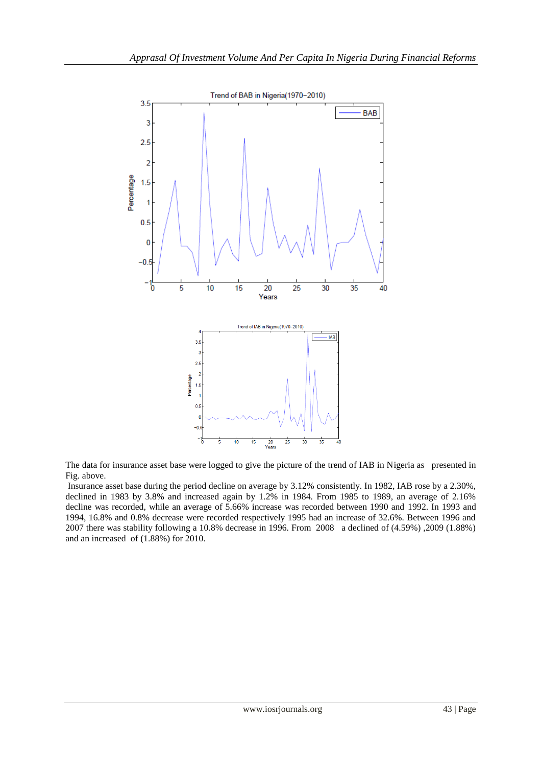The data for insurance asset base were logged to give the picture of the trend of IAB in Nigeria as presented in Fig. above.

Insurance asset base during the period decline on average by 3.12% consistently. In 1982, IAB rose by a 2.30%, declined in 1983 by 3.8% and increased again by 1.2% in 1984. From 1985 to 1989, an average of 2.16% decline was recorded, while an average of 5.66% increase was recorded between 1990 and 1992. In 1993 and 1994, 16.8% and 0.8% decrease were recorded respectively 1995 had an increase of 32.6%. Between 1996 and 2007 there was stability following a 10.8% decrease in 1996. From 2008 a declined of (4.59%) ,2009 (1.88%) and an increased of (1.88%) for 2010.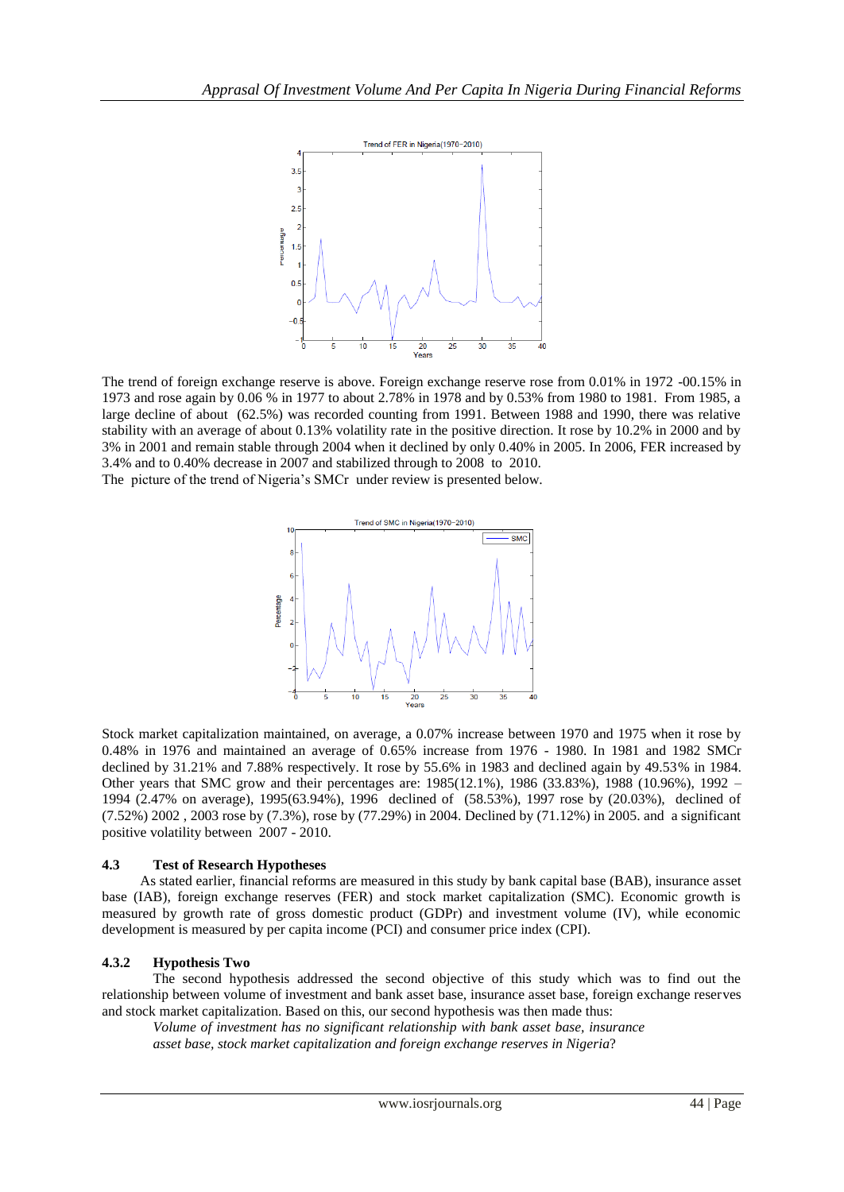The trend of foreign exchange reserve is above. Foreign exchange reserve rose from 0.01% in 1972 -00.15% in 1973 and rose again by 0.06 % in 1977 to about 2.78% in 1978 and by 0.53% from 1980 to 1981. From 1985, a large decline of about (62.5%) was recorded counting from 1991. Between 1988 and 1990, there was relative stability with an average of about 0.13% volatility rate in the positive direction. It rose by 10.2% in 2000 and by 3% in 2001 and remain stable through 2004 when it declined by only 0.40% in 2005. In 2006, FER increased by 3.4% and to 0.40% decrease in 2007 and stabilized through to 2008 to 2010.

The picture of the trend of Nigeria's SMCr under review is presented below.

Stock market capitalization maintained, on average, a 0.07% increase between 1970 and 1975 when it rose by 0.48% in 1976 and maintained an average of 0.65% increase from 1976 - 1980. In 1981 and 1982 SMCr declined by 31.21% and 7.88% respectively. It rose by 55.6% in 1983 and declined again by 49.53% in 1984. Other years that SMC grow and their percentages are: 1985(12.1%), 1986 (33.83%), 1988 (10.96%), 1992 – 1994 (2.47% on average), 1995(63.94%), 1996 declined of (58.53%), 1997 rose by (20.03%), declined of (7.52%) 2002 , 2003 rose by (7.3%), rose by (77.29%) in 2004. Declined by (71.12%) in 2005. and a significant positive volatility between 2007 - 2010.

### 4.3 Test of Research Hypotheses

As stated earlier, financial reforms are measured in this study by bank capital base (BAB), insurance asset base (IAB), foreign exchange reserves (FER) and stock market capitalization (SMC). Economic growth is measured by growth rate of gross domestic product (GDPr) and investment volume (IV), while economic development is measured by per capita income (PCI) and consumer price index (CPI).

### 4.3.2 Hypothesis Two

The second hypothesis addressed the second objective of this study which was to find out the relationship between volume of investment and bank asset base, insurance asset base, foreign exchange reserves and stock market capitalization. Based on this, our second hypothesis was then made thus:

*Volume of investment has no significant relationship with bank asset base, insurance asset base, stock market capitalization and foreign exchange reserves in Nigeria*?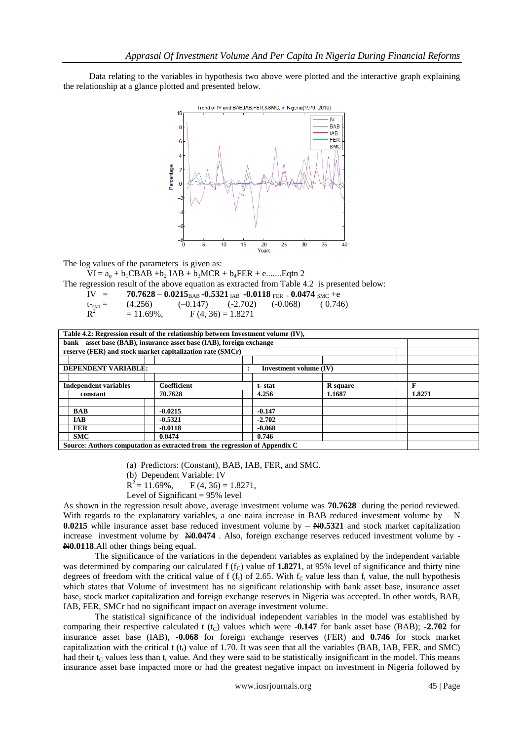Data relating to the variables in hypothesis two above were plotted and the interactive graph explaining the relationship at a glance plotted and presented below.

The log values of the parameters is given as:

$VI = a_o + b_1CBAB + b_2 IAB + b_3MCR + b_4FER + e$.......Eqtn 2

The regression result of the above equation as extracted from Table 4.2 is presented below:

$$IV = \mathbf{70.7628} - \mathbf{0.0215}_{BAB} \mathbf{-0.5321}_{IAB} \mathbf{-0.0118}_{FER} + \mathbf{0.0474}_{SMC} + e$$

$$t_{stat} = (4.256) \quad (-0.147) \quad (-2.702) \quad (-0.068) \quad (0.746)$$

$$R^2 = 11.69\%, \quad F(4, 36) = 1.8271$$

**Table 4.2: Regression result of the relationship between Investment volume (IV), bank asset base (BAB), insurance asset base (IAB), foreign exchange reserve (FER) and stock market capitalization rate (SMCr)**

| DEPENDENT VARIABLE: | : Investment volume (IV) | | | |
|---|---|---|---|---|
| **Independent variables** | **Coefficient** | **t- stat** | **R square** | **F** |
| **constant** | **70.7628** | **4.256** | **1.1687** | **1.8271** |
| | | | | |
| **BAB** | **-0.0215** | **-0.147** | | |
| **IAB** | **-0.5321** | **-2.702** | | |
| **FER** | **-0.0118** | **-0.068** | | |
| **SMC** | **0.0474** | **0.746** | | |

**Source: Authors computation as extracted from the regression of Appendix C**

(a) Predictors: (Constant), BAB, IAB, FER, and SMC.

(b) Dependent Variable: IV

$R^2 = 11.69\%$, $F(4, 36) = 1.8271$,

Level of Significant = 95% level

As shown in the regression result above, average investment volume was **70.7628** during the period reviewed. With regards to the explanatory variables, a one naira increase in BAB reduced investment volume by – **₦0.0215** while insurance asset base reduced investment volume by – **₦0.5321** and stock market capitalization increase investment volume by **₦0.0474** . Also, foreign exchange reserves reduced investment volume by -**₦0.0118**.All other things being equal.

The significance of the variations in the dependent variables as explained by the independent variable was determined by comparing our calculated f ($f_C$) value of **1.8271**, at 95% level of significance and thirty nine degrees of freedom with the critical value of f ($f_t$) of 2.65. With $f_C$ value less than $f_t$ value, the null hypothesis which states that Volume of investment has no significant relationship with bank asset base, insurance asset base, stock market capitalization and foreign exchange reserves in Nigeria was accepted. In other words, BAB, IAB, FER, SMCr had no significant impact on average investment volume.

The statistical significance of the individual independent variables in the model was established by comparing their respective calculated t ($t_C$) values which were **-0.147** for bank asset base (BAB); **-2.702** for insurance asset base (IAB), **-0.068** for foreign exchange reserves (FER) and **0.746** for stock market capitalization with the critical t ($t_t$) value of 1.70. It was seen that all the variables (BAB, IAB, FER, and SMC) had their $t_C$ values less than $t_t$ value. And they were said to be statistically insignificant in the model. This means insurance asset base impacted more or had the greatest negative impact on investment in Nigeria followed by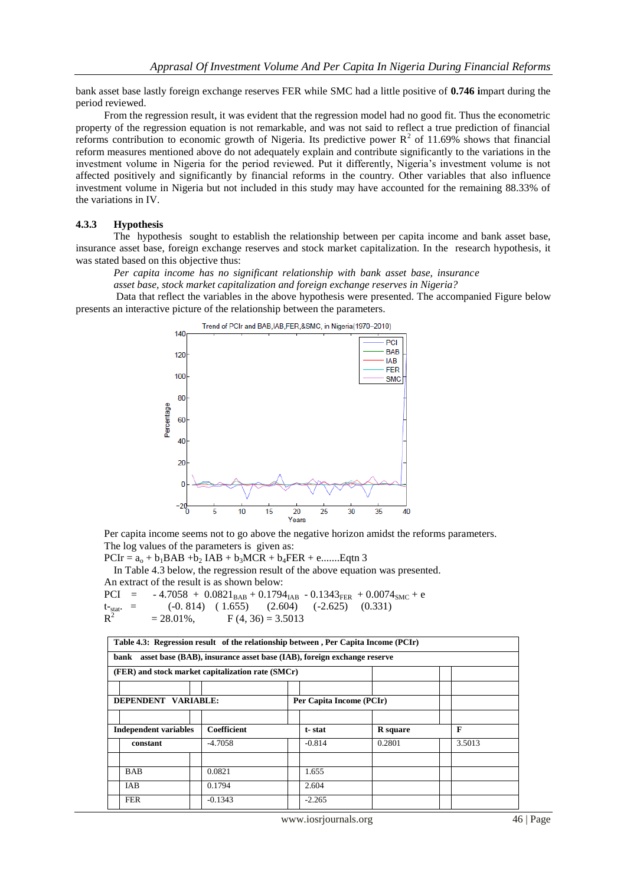bank asset base lastly foreign exchange reserves FER while SMC had a little positive of **0.746 i**mpart during the period reviewed.

From the regression result, it was evident that the regression model had no good fit. Thus the econometric property of the regression equation is not remarkable, and was not said to reflect a true prediction of financial reforms contribution to economic growth of Nigeria. Its predictive power $R^2$ of 11.69% shows that financial reform measures mentioned above do not adequately explain and contribute significantly to the variations in the investment volume in Nigeria for the period reviewed. Put it differently, Nigeria's investment volume is not affected positively and significantly by financial reforms in the country. Other variables that also influence investment volume in Nigeria but not included in this study may have accounted for the remaining 88.33% of the variations in IV.

### 4.3.3 Hypothesis

The hypothesis sought to establish the relationship between per capita income and bank asset base, insurance asset base, foreign exchange reserves and stock market capitalization. In the research hypothesis, it was stated based on this objective thus:

*Per capita income has no significant relationship with bank asset base, insurance asset base, stock market capitalization and foreign exchange reserves in Nigeria?*

Data that reflect the variables in the above hypothesis were presented. The accompanied Figure below presents an interactive picture of the relationship between the parameters.

Per capita income seems not to go above the negative horizon amidst the reforms parameters.

The log values of the parameters is given as:

$PCIr = a_o + b_1BAB + b_2\ IAB + b_3MCR + b_4FER + e$.......Eqtn 3

In Table 4.3 below, the regression result of the above equation was presented.

An extract of the result is as shown below:

$$PCI = -4.7058 + 0.0821_{BAB} + 0.1794_{IAB} - 0.1343_{FER} + 0.0074_{SMC} + e$$

$$t_{stat.} = \quad (-0.814) \quad (1.655) \quad (2.604) \quad (-2.625) \quad (0.331)$$

$R^2 = 28.01\%$, $F(4, 36) = 3.5013$

| Table 4.3: Regression result of the relationship between , Per Capita Income (PCIr) bank asset base (BAB), insurance asset base (IAB), foreign exchange reserve (FER) and stock market capitalization rate (SMCr) | | | | |
|---|---|---|---|---|
| DEPENDENT VARIABLE: | | Per Capita Income (PCIr) | | |
| Independent variables | Coefficient | t- stat | R square | F |
| constant | -4.7058 | -0.814 | 0.2801 | 3.5013 |
| BAB | 0.0821 | 1.655 | | |
| IAB | 0.1794 | 2.604 | | |
| FER | -0.1343 | -2.265 | | |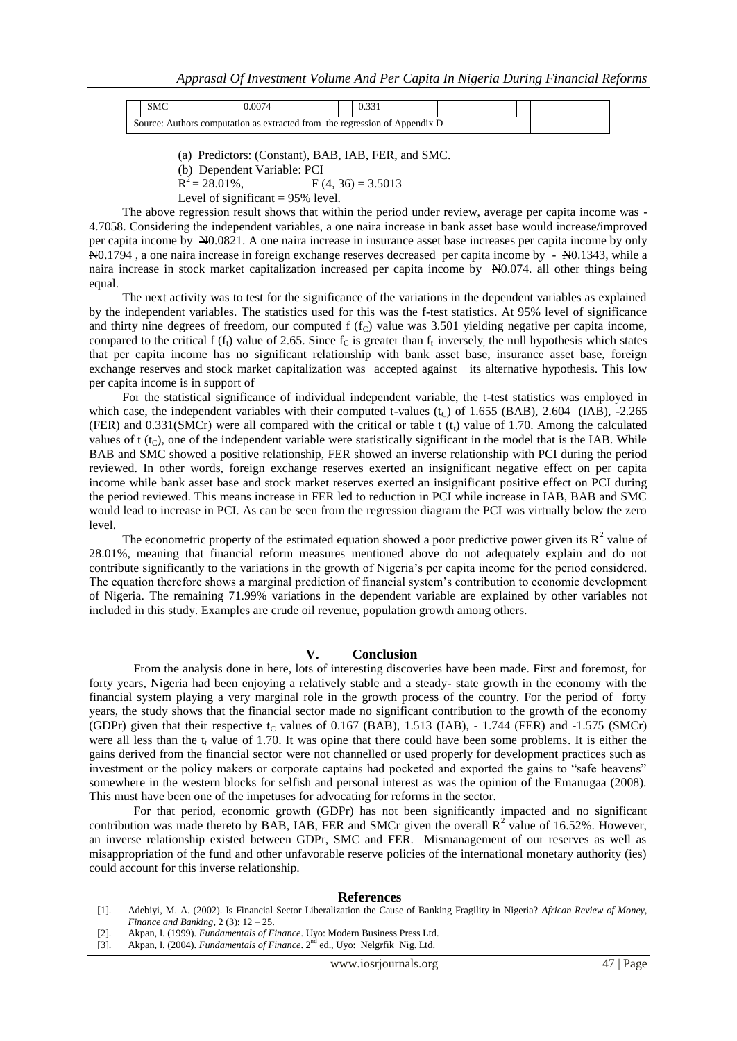| SMC | | 0.0074 | | 0.331 | | | |
|---|---|---|---|---|---|---|---|
| Source: Authors computation as extracted from the regression of Appendix D | | | | | | | |

(a) Predictors: (Constant), BAB, IAB, FER, and SMC.

(b) Dependent Variable: PCI

$R^2 = 28.01\%$, $F(4, 36) = 3.5013$

Level of significant = 95% level.

The above regression result shows that within the period under review, average per capita income was -4.7058. Considering the independent variables, a one naira increase in bank asset base would increase/improved per capita income by ₦0.0821. A one naira increase in insurance asset base increases per capita income by only ₦0.1794 , a one naira increase in foreign exchange reserves decreased per capita income by - ₦0.1343, while a naira increase in stock market capitalization increased per capita income by ₦0.074. all other things being equal.

The next activity was to test for the significance of the variations in the dependent variables as explained by the independent variables. The statistics used for this was the f-test statistics. At 95% level of significance and thirty nine degrees of freedom, our computed f ($f_C$) value was 3.501 yielding negative per capita income, compared to the critical f ($f_t$) value of 2.65. Since $f_C$ is greater than $f_t$ inversely, the null hypothesis which states that per capita income has no significant relationship with bank asset base, insurance asset base, foreign exchange reserves and stock market capitalization was accepted against its alternative hypothesis. This low per capita income is in support of

For the statistical significance of individual independent variable, the t-test statistics was employed in which case, the independent variables with their computed t-values ($t_C$) of 1.655 (BAB), 2.604 (IAB), -2.265 (FER) and 0.331(SMCr) were all compared with the critical or table t ($t_t$) value of 1.70. Among the calculated values of t ($t_C$), one of the independent variable were statistically significant in the model that is the IAB. While BAB and SMC showed a positive relationship, FER showed an inverse relationship with PCI during the period reviewed. In other words, foreign exchange reserves exerted an insignificant negative effect on per capita income while bank asset base and stock market reserves exerted an insignificant positive effect on PCI during the period reviewed. This means increase in FER led to reduction in PCI while increase in IAB, BAB and SMC would lead to increase in PCI. As can be seen from the regression diagram the PCI was virtually below the zero level.

The econometric property of the estimated equation showed a poor predictive power given its $R^2$ value of 28.01%, meaning that financial reform measures mentioned above do not adequately explain and do not contribute significantly to the variations in the growth of Nigeria's per capita income for the period considered. The equation therefore shows a marginal prediction of financial system's contribution to economic development of Nigeria. The remaining 71.99% variations in the dependent variable are explained by other variables not included in this study. Examples are crude oil revenue, population growth among others.

## V. Conclusion

From the analysis done in here, lots of interesting discoveries have been made. First and foremost, for forty years, Nigeria had been enjoying a relatively stable and a steady- state growth in the economy with the financial system playing a very marginal role in the growth process of the country. For the period of forty years, the study shows that the financial sector made no significant contribution to the growth of the economy (GDPr) given that their respective $t_C$ values of 0.167 (BAB), 1.513 (IAB), - 1.744 (FER) and -1.575 (SMCr) were all less than the $t_t$ value of 1.70. It was opine that there could have been some problems. It is either the gains derived from the financial sector were not channelled or used properly for development practices such as investment or the policy makers or corporate captains had pocketed and exported the gains to "safe heavens" somewhere in the western blocks for selfish and personal interest as was the opinion of the Emanugaa (2008). This must have been one of the impetuses for advocating for reforms in the sector.

For that period, economic growth (GDPr) has not been significantly impacted and no significant contribution was made thereto by BAB, IAB, FER and SMCr given the overall $R^2$ value of 16.52%. However, an inverse relationship existed between GDPr, SMC and FER. Mismanagement of our reserves as well as misappropriation of the fund and other unfavorable reserve policies of the international monetary authority (ies) could account for this inverse relationship.

## References

[1]. Adebiyi, M. A. (2002). Is Financial Sector Liberalization the Cause of Banking Fragility in Nigeria? *African Review of Money, Finance and Banking*, 2 (3): 12 – 25.

[2]. Akpan, I. (1999). *Fundamentals of Finance*. Uyo: Modern Business Press Ltd.

[3]. Akpan, I. (2004). *Fundamentals of Finance*. 2nd ed., Uyo: Nelgrfik Nig. Ltd.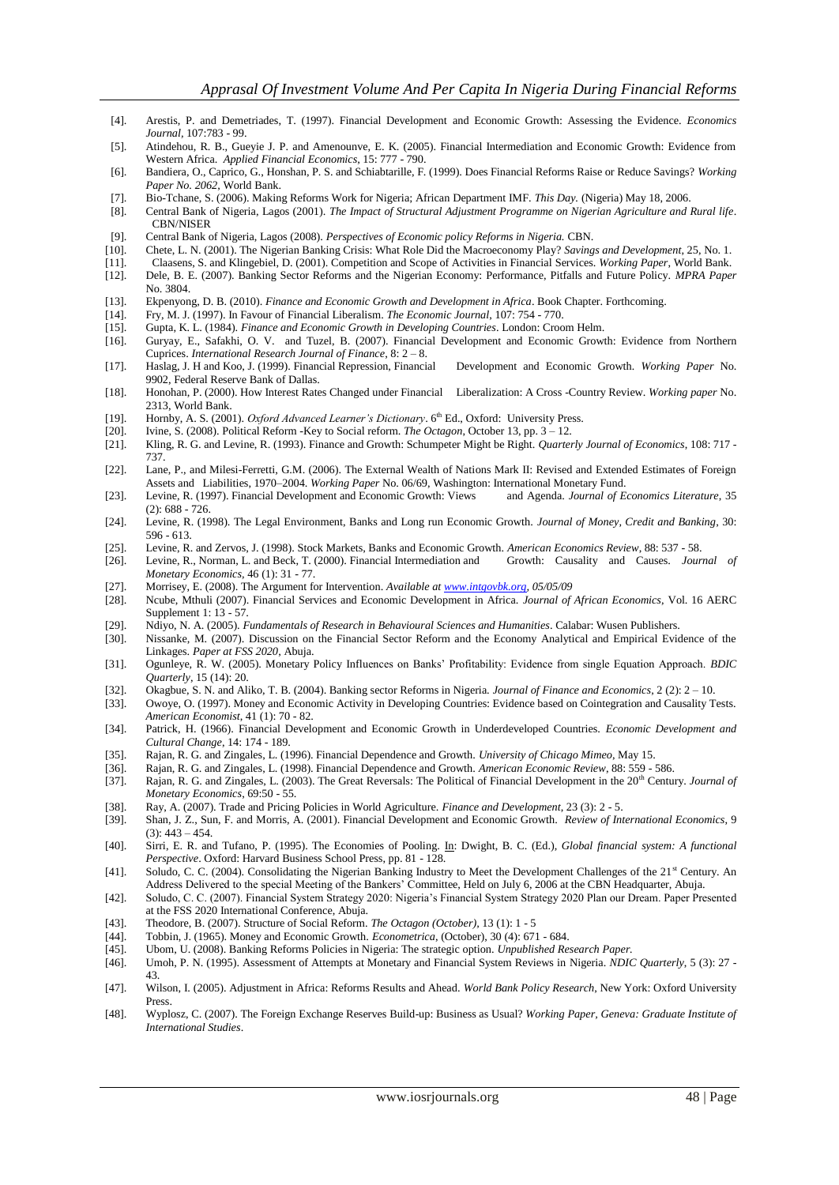[4]. Arestis, P. and Demetriades, T. (1997). Financial Development and Economic Growth: Assessing the Evidence. *Economics Journal*, 107:783 - 99.

[5]. Atindehou, R. B., Gueyie J. P. and Amenounve, E. K. (2005). Financial Intermediation and Economic Growth: Evidence from Western Africa. *Applied Financial Economics*, 15: 777 - 790.

[6]. Bandiera, O., Caprico, G., Honshan, P. S. and Schiabtarille, F. (1999). Does Financial Reforms Raise or Reduce Savings? *Working Paper No. 2062*, World Bank.

[7]. Bio-Tchane, S. (2006). Making Reforms Work for Nigeria; African Department IMF. *This Day.* (Nigeria) May 18, 2006.

[8]. Central Bank of Nigeria, Lagos (2001). *The Impact of Structural Adjustment Programme on Nigerian Agriculture and Rural life*. CBN/NISER

[9]. Central Bank of Nigeria, Lagos (2008). *Perspectives of Economic policy Reforms in Nigeria.* CBN.

[10]. Chete, L. N. (2001). The Nigerian Banking Crisis: What Role Did the Macroeconomy Play? *Savings and Development*, 25, No. 1.

[11]. Claasens, S. and Klingebiel, D. (2001). Competition and Scope of Activities in Financial Services. *Working Paper*, World Bank.

[12]. Dele, B. E. (2007). Banking Sector Reforms and the Nigerian Economy: Performance, Pitfalls and Future Policy. *MPRA Paper* No. 3804.

[13]. Ekpenyong, D. B. (2010). *Finance and Economic Growth and Development in Africa*. Book Chapter. Forthcoming.

[14]. Fry, M. J. (1997). In Favour of Financial Liberalism. *The Economic Journal*, 107: 754 - 770.

[15]. Gupta, K. L. (1984). *Finance and Economic Growth in Developing Countries*. London: Croom Helm.

[16]. Guryay, E., Safakhi, O. V. and Tuzel, B. (2007). Financial Development and Economic Growth: Evidence from Northern Cuprices. *International Research Journal of Finance*, 8: 2 – 8.

[17]. Haslag, J. H and Koo, J. (1999). Financial Repression, Financial Development and Economic Growth. *Working Paper* No. 9902, Federal Reserve Bank of Dallas.

[18]. Honohan, P. (2000). How Interest Rates Changed under Financial Liberalization: A Cross -Country Review. *Working paper* No. 2313, World Bank.

[19]. Hornby, A. S. (2001). *Oxford Advanced Learner's Dictionary*. 6th Ed., Oxford: University Press.

[20]. Ivine, S. (2008). Political Reform -Key to Social reform. *The Octagon*, October 13, pp. 3 – 12.

[21]. Kling, R. G. and Levine, R. (1993). Finance and Growth: Schumpeter Might be Right. *Quarterly Journal of Economics*, 108: 717 - 737.

[22]. Lane, P., and Milesi-Ferretti, G.M. (2006). The External Wealth of Nations Mark II: Revised and Extended Estimates of Foreign Assets and Liabilities, 1970–2004. *Working Paper* No. 06/69, Washington: International Monetary Fund.

[23]. Levine, R. (1997). Financial Development and Economic Growth: Views and Agenda. *Journal of Economics Literature*, 35 (2): 688 - 726.

[24]. Levine, R. (1998). The Legal Environment, Banks and Long run Economic Growth. *Journal of Money, Credit and Banking*, 30: 596 - 613.

[25]. Levine, R. and Zervos, J. (1998). Stock Markets, Banks and Economic Growth. *American Economics Review*, 88: 537 - 58.

[26]. Levine, R., Norman, L. and Beck, T. (2000). Financial Intermediation and Growth: Causality and Causes. *Journal of Monetary Economics*, 46 (1): 31 - 77.

[27]. Morrisey, E. (2008). The Argument for Intervention. *Available at www.intgovbk.org, 05/05/09*

[28]. Ncube, Mthuli (2007). Financial Services and Economic Development in Africa. *Journal of African Economics*, Vol. 16 AERC Supplement 1: 13 - 57.

[29]. Ndiyo, N. A. (2005). *Fundamentals of Research in Behavioural Sciences and Humanities*. Calabar: Wusen Publishers.

[30]. Nissanke, M. (2007). Discussion on the Financial Sector Reform and the Economy Analytical and Empirical Evidence of the Linkages. *Paper at FSS 2020*, Abuja.

[31]. Ogunleye, R. W. (2005). Monetary Policy Influences on Banks' Profitability: Evidence from single Equation Approach. *BDIC Quarterly*, 15 (14): 20.

[32]. Okagbue, S. N. and Aliko, T. B. (2004). Banking sector Reforms in Nigeria. *Journal of Finance and Economics*, 2 (2): 2 – 10.

[33]. Owoye, O. (1997). Money and Economic Activity in Developing Countries: Evidence based on Cointegration and Causality Tests. *American Economist*, 41 (1): 70 - 82.

[34]. Patrick, H. (1966). Financial Development and Economic Growth in Underdeveloped Countries. *Economic Development and Cultural Change*, 14: 174 - 189.

[35]. Rajan, R. G. and Zingales, L. (1996). Financial Dependence and Growth. *University of Chicago Mimeo*, May 15.

[36]. Rajan, R. G. and Zingales, L. (1998). Financial Dependence and Growth. *American Economic Review*, 88: 559 - 586.

[37]. Rajan, R. G. and Zingales, L. (2003). The Great Reversals: The Political of Financial Development in the 20th Century. *Journal of Monetary Economics*, 69:50 - 55.

[38]. Ray, A. (2007). Trade and Pricing Policies in World Agriculture. *Finance and Development*, 23 (3): 2 - 5.

[39]. Shan, J. Z., Sun, F. and Morris, A. (2001). Financial Development and Economic Growth. *Review of International Economics*, 9 (3): 443 – 454.

[40]. Sirri, E. R. and Tufano, P. (1995). The Economies of Pooling. In: Dwight, B. C. (Ed.), *Global financial system: A functional Perspective*. Oxford: Harvard Business School Press, pp. 81 - 128.

[41]. Soludo, C. C. (2004). Consolidating the Nigerian Banking Industry to Meet the Development Challenges of the 21st Century. An Address Delivered to the special Meeting of the Bankers' Committee, Held on July 6, 2006 at the CBN Headquarter, Abuja.

[42]. Soludo, C. C. (2007). Financial System Strategy 2020: Nigeria's Financial System Strategy 2020 Plan our Dream. Paper Presented at the FSS 2020 International Conference, Abuja.

[43]. Theodore, B. (2007). Structure of Social Reform. *The Octagon (October)*, 13 (1): 1 - 5

[44]. Tobbin, J. (1965). Money and Economic Growth. *Econometrica*, (October), 30 (4): 671 - 684.

[45]. Ubom, U. (2008). Banking Reforms Policies in Nigeria: The strategic option. *Unpublished Research Paper.*

[46]. Umoh, P. N. (1995). Assessment of Attempts at Monetary and Financial System Reviews in Nigeria. *NDIC Quarterly*, 5 (3): 27 - 43.

[47]. Wilson, I. (2005). Adjustment in Africa: Reforms Results and Ahead. *World Bank Policy Research*, New York: Oxford University Press.

[48]. Wyplosz, C. (2007). The Foreign Exchange Reserves Build-up: Business as Usual? *Working Paper, Geneva: Graduate Institute of International Studies*.